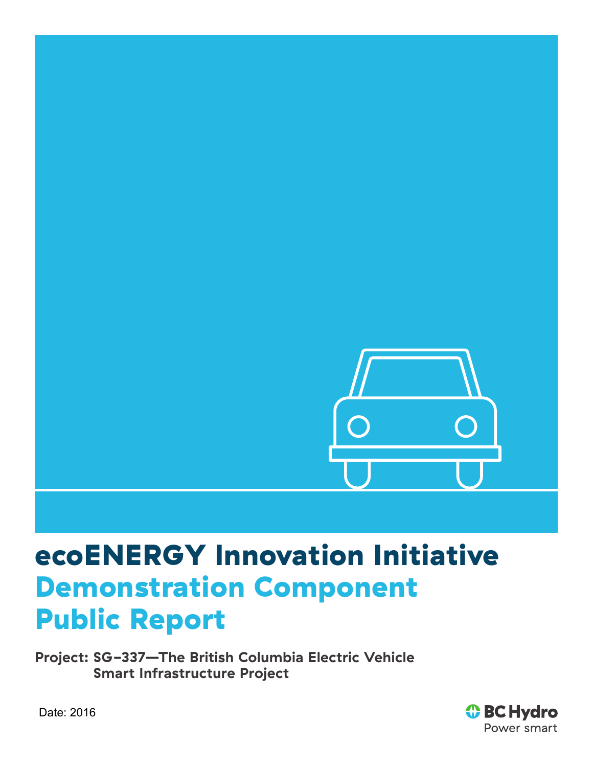# ecoENERGY Innovation Initiative

## Demonstration Component Public Report

**Project: SG–337—The British Columbia Electric Vehicle Smart Infrastructure Project**

Date: 2016

BC Hydro
Power smart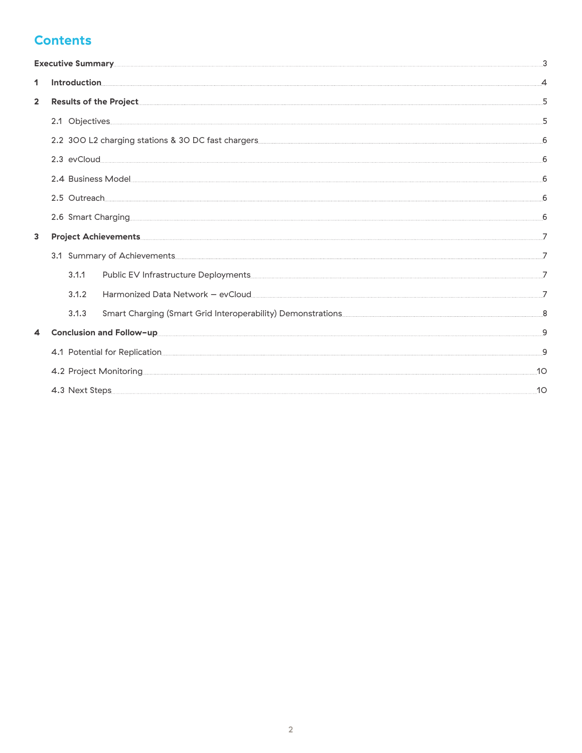# Contents

**Executive Summary** ... 3

**1 Introduction** ... 4

**2 Results of the Project** ... 5

- 2.1 Objectives ... 5
- 2.2 300 L2 charging stations & 30 DC fast chargers ... 6
- 2.3 evCloud ... 6
- 2.4 Business Model ... 6
- 2.5 Outreach ... 6
- 2.6 Smart Charging ... 6

**3 Project Achievements** ... 7

- 3.1 Summary of Achievements ... 7
  - 3.1.1 Public EV Infrastructure Deployments ... 7
  - 3.1.2 Harmonized Data Network – evCloud ... 7
  - 3.1.3 Smart Charging (Smart Grid Interoperability) Demonstrations ... 8

**4 Conclusion and Follow-up** ... 9

- 4.1 Potential for Replication ... 9
- 4.2 Project Monitoring ... 10
- 4.3 Next Steps ... 10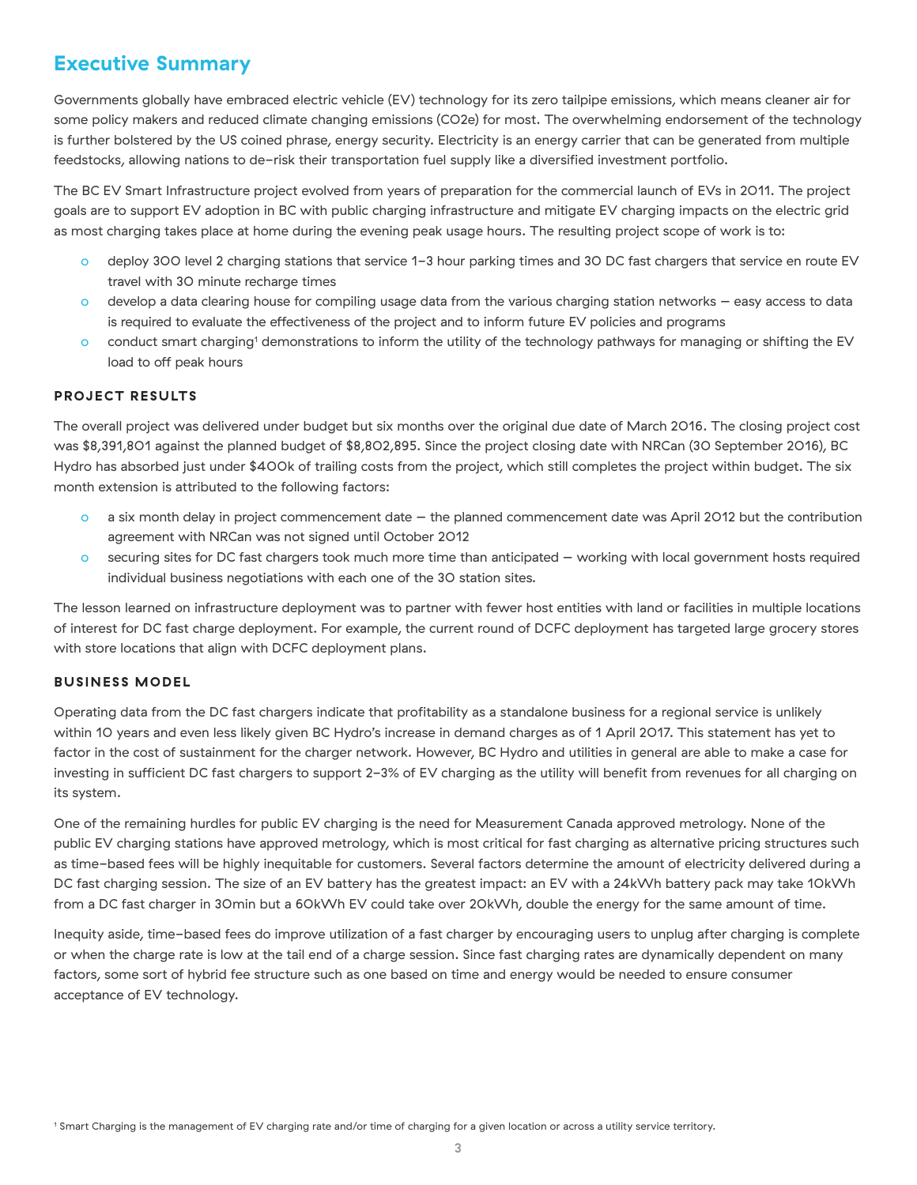# Executive Summary

Governments globally have embraced electric vehicle (EV) technology for its zero tailpipe emissions, which means cleaner air for some policy makers and reduced climate changing emissions ($CO_2e$) for most. The overwhelming endorsement of the technology is further bolstered by the US coined phrase, energy security. Electricity is an energy carrier that can be generated from multiple feedstocks, allowing nations to de-risk their transportation fuel supply like a diversified investment portfolio.

The BC EV Smart Infrastructure project evolved from years of preparation for the commercial launch of EVs in 2011. The project goals are to support EV adoption in BC with public charging infrastructure and mitigate EV charging impacts on the electric grid as most charging takes place at home during the evening peak usage hours. The resulting project scope of work is to:

- deploy 300 level 2 charging stations that service 1-3 hour parking times and 30 DC fast chargers that service en route EV travel with 30 minute recharge times
- develop a data clearing house for compiling usage data from the various charging station networks – easy access to data is required to evaluate the effectiveness of the project and to inform future EV policies and programs
- conduct smart charging[1] demonstrations to inform the utility of the technology pathways for managing or shifting the EV load to off peak hours

### PROJECT RESULTS

The overall project was delivered under budget but six months over the original due date of March 2016. The closing project cost was $8,391,801 against the planned budget of $8,802,895. Since the project closing date with NRCan (30 September 2016), BC Hydro has absorbed just under $400k of trailing costs from the project, which still completes the project within budget. The six month extension is attributed to the following factors:

- a six month delay in project commencement date – the planned commencement date was April 2012 but the contribution agreement with NRCan was not signed until October 2012
- securing sites for DC fast chargers took much more time than anticipated – working with local government hosts required individual business negotiations with each one of the 30 station sites.

The lesson learned on infrastructure deployment was to partner with fewer host entities with land or facilities in multiple locations of interest for DC fast charge deployment. For example, the current round of DCFC deployment has targeted large grocery stores with store locations that align with DCFC deployment plans.

### BUSINESS MODEL

Operating data from the DC fast chargers indicate that profitability as a standalone business for a regional service is unlikely within 10 years and even less likely given BC Hydro's increase in demand charges as of 1 April 2017. This statement has yet to factor in the cost of sustainment for the charger network. However, BC Hydro and utilities in general are able to make a case for investing in sufficient DC fast chargers to support 2-3% of EV charging as the utility will benefit from revenues for all charging on its system.

One of the remaining hurdles for public EV charging is the need for Measurement Canada approved metrology. None of the public EV charging stations have approved metrology, which is most critical for fast charging as alternative pricing structures such as time-based fees will be highly inequitable for customers. Several factors determine the amount of electricity delivered during a DC fast charging session. The size of an EV battery has the greatest impact: an EV with a 24kWh battery pack may take 10kWh from a DC fast charger in 30min but a 60kWh EV could take over 20kWh, double the energy for the same amount of time.

Inequity aside, time-based fees do improve utilization of a fast charger by encouraging users to unplug after charging is complete or when the charge rate is low at the tail end of a charge session. Since fast charging rates are dynamically dependent on many factors, some sort of hybrid fee structure such as one based on time and energy would be needed to ensure consumer acceptance of EV technology.

[1] Smart Charging is the management of EV charging rate and/or time of charging for a given location or across a utility service territory.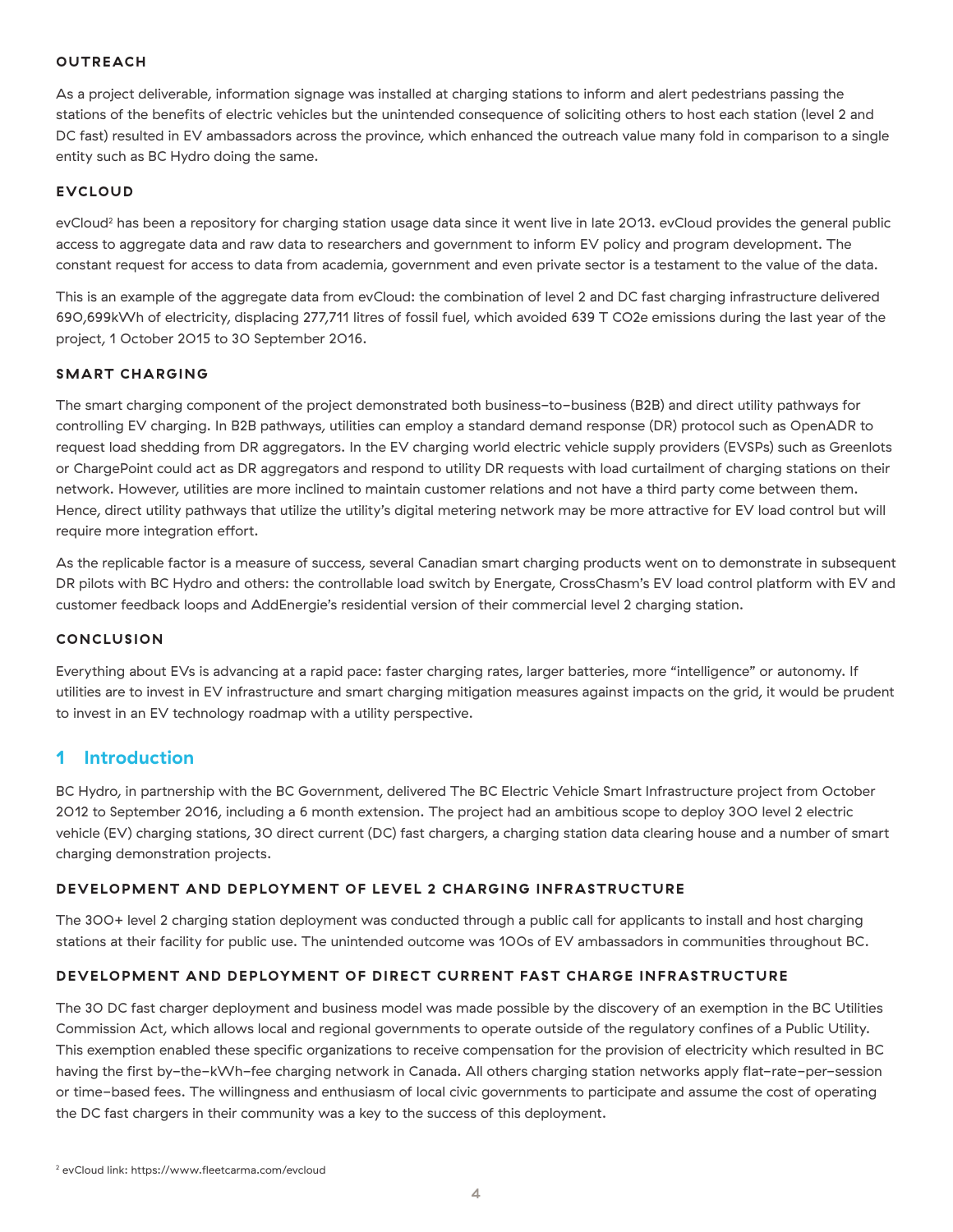#### OUTREACH

As a project deliverable, information signage was installed at charging stations to inform and alert pedestrians passing the stations of the benefits of electric vehicles but the unintended consequence of soliciting others to host each station (level 2 and DC fast) resulted in EV ambassadors across the province, which enhanced the outreach value many fold in comparison to a single entity such as BC Hydro doing the same.

#### EVCLOUD

evCloud[2] has been a repository for charging station usage data since it went live in late 2013. evCloud provides the general public access to aggregate data and raw data to researchers and government to inform EV policy and program development. The constant request for access to data from academia, government and even private sector is a testament to the value of the data.

This is an example of the aggregate data from evCloud: the combination of level 2 and DC fast charging infrastructure delivered 690,699kWh of electricity, displacing 277,711 litres of fossil fuel, which avoided 639 T $CO_2e$ emissions during the last year of the project, 1 October 2015 to 30 September 2016.

#### SMART CHARGING

The smart charging component of the project demonstrated both business-to-business (B2B) and direct utility pathways for controlling EV charging. In B2B pathways, utilities can employ a standard demand response (DR) protocol such as OpenADR to request load shedding from DR aggregators. In the EV charging world electric vehicle supply providers (EVSPs) such as Greenlots or ChargePoint could act as DR aggregators and respond to utility DR requests with load curtailment of charging stations on their network. However, utilities are more inclined to maintain customer relations and not have a third party come between them. Hence, direct utility pathways that utilize the utility's digital metering network may be more attractive for EV load control but will require more integration effort.

As the replicable factor is a measure of success, several Canadian smart charging products went on to demonstrate in subsequent DR pilots with BC Hydro and others: the controllable load switch by Energate, CrossChasm's EV load control platform with EV and customer feedback loops and AddEnergie's residential version of their commercial level 2 charging station.

#### CONCLUSION

Everything about EVs is advancing at a rapid pace: faster charging rates, larger batteries, more "intelligence" or autonomy. If utilities are to invest in EV infrastructure and smart charging mitigation measures against impacts on the grid, it would be prudent to invest in an EV technology roadmap with a utility perspective.

## 1 Introduction

BC Hydro, in partnership with the BC Government, delivered The BC Electric Vehicle Smart Infrastructure project from October 2012 to September 2016, including a 6 month extension. The project had an ambitious scope to deploy 300 level 2 electric vehicle (EV) charging stations, 30 direct current (DC) fast chargers, a charging station data clearing house and a number of smart charging demonstration projects.

#### DEVELOPMENT AND DEPLOYMENT OF LEVEL 2 CHARGING INFRASTRUCTURE

The 300+ level 2 charging station deployment was conducted through a public call for applicants to install and host charging stations at their facility for public use. The unintended outcome was 100s of EV ambassadors in communities throughout BC.

#### DEVELOPMENT AND DEPLOYMENT OF DIRECT CURRENT FAST CHARGE INFRASTRUCTURE

The 30 DC fast charger deployment and business model was made possible by the discovery of an exemption in the BC Utilities Commission Act, which allows local and regional governments to operate outside of the regulatory confines of a Public Utility. This exemption enabled these specific organizations to receive compensation for the provision of electricity which resulted in BC having the first by-the-kWh-fee charging network in Canada. All others charging station networks apply flat-rate-per-session or time-based fees. The willingness and enthusiasm of local civic governments to participate and assume the cost of operating the DC fast chargers in their community was a key to the success of this deployment.

[2] evCloud link: https://www.fleetcarma.com/evcloud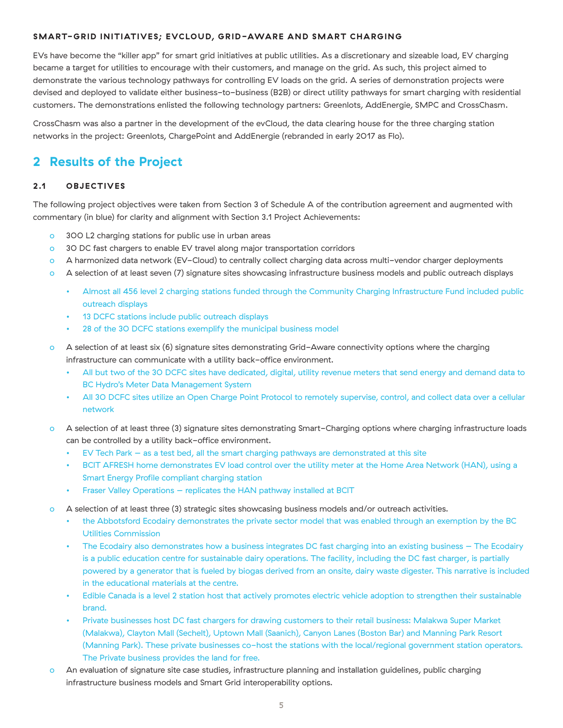### SMART-GRID INITIATIVES; EVCLOUD, GRID-AWARE AND SMART CHARGING

EVs have become the "killer app" for smart grid initiatives at public utilities. As a discretionary and sizeable load, EV charging became a target for utilities to encourage with their customers, and manage on the grid. As such, this project aimed to demonstrate the various technology pathways for controlling EV loads on the grid. A series of demonstration projects were devised and deployed to validate either business-to-business (B2B) or direct utility pathways for smart charging with residential customers. The demonstrations enlisted the following technology partners: Greenlots, AddEnergie, SMPC and CrossChasm.

CrossChasm was also a partner in the development of the evCloud, the data clearing house for the three charging station networks in the project: Greenlots, ChargePoint and AddEnergie (rebranded in early 2017 as Flo).

## 2 Results of the Project

### 2.1 OBJECTIVES

The following project objectives were taken from Section 3 of Schedule A of the contribution agreement and augmented with commentary (in blue) for clarity and alignment with Section 3.1 Project Achievements:

- 300 L2 charging stations for public use in urban areas
- 30 DC fast chargers to enable EV travel along major transportation corridors
- A harmonized data network (EV-Cloud) to centrally collect charging data across multi-vendor charger deployments
- A selection of at least seven (7) signature sites showcasing infrastructure business models and public outreach displays
  - Almost all 456 level 2 charging stations funded through the Community Charging Infrastructure Fund included public outreach displays
  - 13 DCFC stations include public outreach displays
  - 28 of the 30 DCFC stations exemplify the municipal business model
- A selection of at least six (6) signature sites demonstrating Grid-Aware connectivity options where the charging infrastructure can communicate with a utility back-office environment.
  - All but two of the 30 DCFC sites have dedicated, digital, utility revenue meters that send energy and demand data to BC Hydro's Meter Data Management System
  - All 30 DCFC sites utilize an Open Charge Point Protocol to remotely supervise, control, and collect data over a cellular network
- A selection of at least three (3) signature sites demonstrating Smart-Charging options where charging infrastructure loads can be controlled by a utility back-office environment.
  - EV Tech Park – as a test bed, all the smart charging pathways are demonstrated at this site
  - BCIT AFRESH home demonstrates EV load control over the utility meter at the Home Area Network (HAN), using a Smart Energy Profile compliant charging station
  - Fraser Valley Operations – replicates the HAN pathway installed at BCIT
- A selection of at least three (3) strategic sites showcasing business models and/or outreach activities.
  - the Abbotsford Ecodairy demonstrates the private sector model that was enabled through an exemption by the BC Utilities Commission
  - The Ecodairy also demonstrates how a business integrates DC fast charging into an existing business – The Ecodairy is a public education centre for sustainable dairy operations. The facility, including the DC fast charger, is partially powered by a generator that is fueled by biogas derived from an onsite, dairy waste digester. This narrative is included in the educational materials at the centre.
  - Edible Canada is a level 2 station host that actively promotes electric vehicle adoption to strengthen their sustainable brand.
  - Private businesses host DC fast chargers for drawing customers to their retail business: Malakwa Super Market (Malakwa), Clayton Mall (Sechelt), Uptown Mall (Saanich), Canyon Lanes (Boston Bar) and Manning Park Resort (Manning Park). These private businesses co-host the stations with the local/regional government station operators. The Private business provides the land for free.
- An evaluation of signature site case studies, infrastructure planning and installation guidelines, public charging infrastructure business models and Smart Grid interoperability options.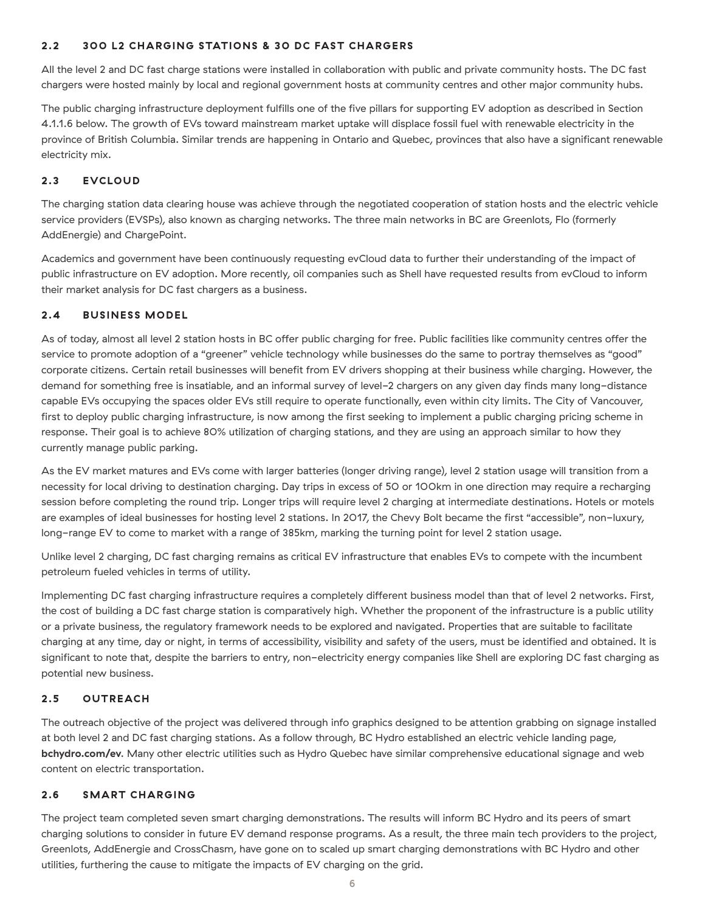## 2.2 300 L2 CHARGING STATIONS & 30 DC FAST CHARGERS

All the level 2 and DC fast charge stations were installed in collaboration with public and private community hosts. The DC fast chargers were hosted mainly by local and regional government hosts at community centres and other major community hubs.

The public charging infrastructure deployment fulfills one of the five pillars for supporting EV adoption as described in Section 4.1.1.6 below. The growth of EVs toward mainstream market uptake will displace fossil fuel with renewable electricity in the province of British Columbia. Similar trends are happening in Ontario and Quebec, provinces that also have a significant renewable electricity mix.

## 2.3 EVCLOUD

The charging station data clearing house was achieve through the negotiated cooperation of station hosts and the electric vehicle service providers (EVSPs), also known as charging networks. The three main networks in BC are Greenlots, Flo (formerly AddEnergie) and ChargePoint.

Academics and government have been continuously requesting evCloud data to further their understanding of the impact of public infrastructure on EV adoption. More recently, oil companies such as Shell have requested results from evCloud to inform their market analysis for DC fast chargers as a business.

## 2.4 BUSINESS MODEL

As of today, almost all level 2 station hosts in BC offer public charging for free. Public facilities like community centres offer the service to promote adoption of a "greener" vehicle technology while businesses do the same to portray themselves as "good" corporate citizens. Certain retail businesses will benefit from EV drivers shopping at their business while charging. However, the demand for something free is insatiable, and an informal survey of level-2 chargers on any given day finds many long-distance capable EVs occupying the spaces older EVs still require to operate functionally, even within city limits. The City of Vancouver, first to deploy public charging infrastructure, is now among the first seeking to implement a public charging pricing scheme in response. Their goal is to achieve 80% utilization of charging stations, and they are using an approach similar to how they currently manage public parking.

As the EV market matures and EVs come with larger batteries (longer driving range), level 2 station usage will transition from a necessity for local driving to destination charging. Day trips in excess of 50 or 100km in one direction may require a recharging session before completing the round trip. Longer trips will require level 2 charging at intermediate destinations. Hotels or motels are examples of ideal businesses for hosting level 2 stations. In 2017, the Chevy Bolt became the first "accessible", non-luxury, long-range EV to come to market with a range of 385km, marking the turning point for level 2 station usage.

Unlike level 2 charging, DC fast charging remains as critical EV infrastructure that enables EVs to compete with the incumbent petroleum fueled vehicles in terms of utility.

Implementing DC fast charging infrastructure requires a completely different business model than that of level 2 networks. First, the cost of building a DC fast charge station is comparatively high. Whether the proponent of the infrastructure is a public utility or a private business, the regulatory framework needs to be explored and navigated. Properties that are suitable to facilitate charging at any time, day or night, in terms of accessibility, visibility and safety of the users, must be identified and obtained. It is significant to note that, despite the barriers to entry, non-electricity energy companies like Shell are exploring DC fast charging as potential new business.

## 2.5 OUTREACH

The outreach objective of the project was delivered through info graphics designed to be attention grabbing on signage installed at both level 2 and DC fast charging stations. As a follow through, BC Hydro established an electric vehicle landing page, **bchydro.com/ev**. Many other electric utilities such as Hydro Quebec have similar comprehensive educational signage and web content on electric transportation.

## 2.6 SMART CHARGING

The project team completed seven smart charging demonstrations. The results will inform BC Hydro and its peers of smart charging solutions to consider in future EV demand response programs. As a result, the three main tech providers to the project, Greenlots, AddEnergie and CrossChasm, have gone on to scaled up smart charging demonstrations with BC Hydro and other utilities, furthering the cause to mitigate the impacts of EV charging on the grid.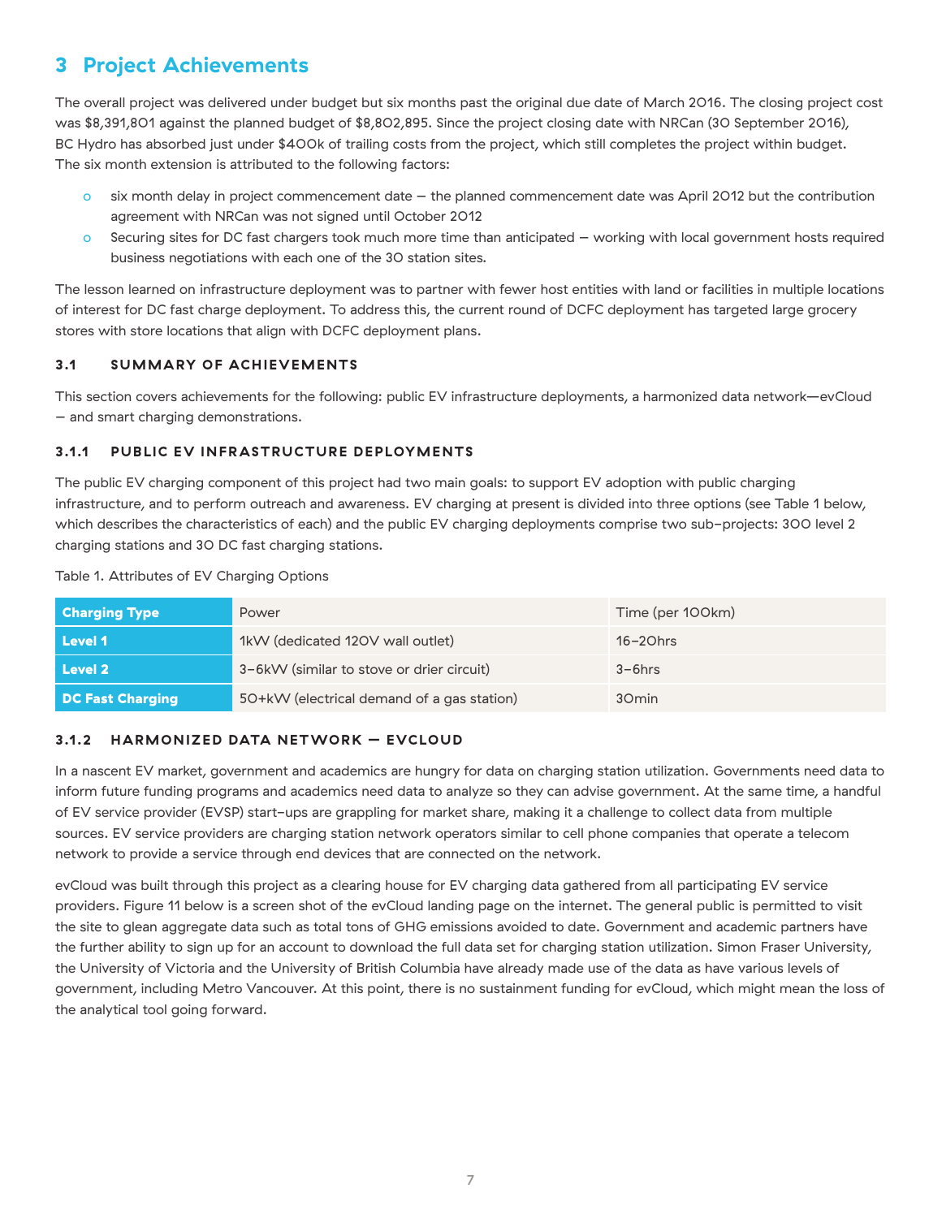# 3 Project Achievements

The overall project was delivered under budget but six months past the original due date of March 2016. The closing project cost was $8,391,801 against the planned budget of $8,802,895. Since the project closing date with NRCan (30 September 2016), BC Hydro has absorbed just under $400k of trailing costs from the project, which still completes the project within budget. The six month extension is attributed to the following factors:

- six month delay in project commencement date – the planned commencement date was April 2012 but the contribution agreement with NRCan was not signed until October 2012
- Securing sites for DC fast chargers took much more time than anticipated – working with local government hosts required business negotiations with each one of the 30 station sites.

The lesson learned on infrastructure deployment was to partner with fewer host entities with land or facilities in multiple locations of interest for DC fast charge deployment. To address this, the current round of DCFC deployment has targeted large grocery stores with store locations that align with DCFC deployment plans.

## 3.1 SUMMARY OF ACHIEVEMENTS

This section covers achievements for the following: public EV infrastructure deployments, a harmonized data network—evCloud – and smart charging demonstrations.

### 3.1.1 PUBLIC EV INFRASTRUCTURE DEPLOYMENTS

The public EV charging component of this project had two main goals: to support EV adoption with public charging infrastructure, and to perform outreach and awareness. EV charging at present is divided into three options (see Table 1 below, which describes the characteristics of each) and the public EV charging deployments comprise two sub-projects: 300 level 2 charging stations and 30 DC fast charging stations.

Table 1. Attributes of EV Charging Options

| Charging Type | Power | Time (per 100km) |
|---|---|---|
| **Level 1** | 1kW (dedicated 120V wall outlet) | 16–20hrs |
| **Level 2** | 3–6kW (similar to stove or drier circuit) | 3–6hrs |
| **DC Fast Charging** | 50+kW (electrical demand of a gas station) | 30min |

### 3.1.2 HARMONIZED DATA NETWORK – EVCLOUD

In a nascent EV market, government and academics are hungry for data on charging station utilization. Governments need data to inform future funding programs and academics need data to analyze so they can advise government. At the same time, a handful of EV service provider (EVSP) start-ups are grappling for market share, making it a challenge to collect data from multiple sources. EV service providers are charging station network operators similar to cell phone companies that operate a telecom network to provide a service through end devices that are connected on the network.

evCloud was built through this project as a clearing house for EV charging data gathered from all participating EV service providers. Figure 11 below is a screen shot of the evCloud landing page on the internet. The general public is permitted to visit the site to glean aggregate data such as total tons of GHG emissions avoided to date. Government and academic partners have the further ability to sign up for an account to download the full data set for charging station utilization. Simon Fraser University, the University of Victoria and the University of British Columbia have already made use of the data as have various levels of government, including Metro Vancouver. At this point, there is no sustainment funding for evCloud, which might mean the loss of the analytical tool going forward.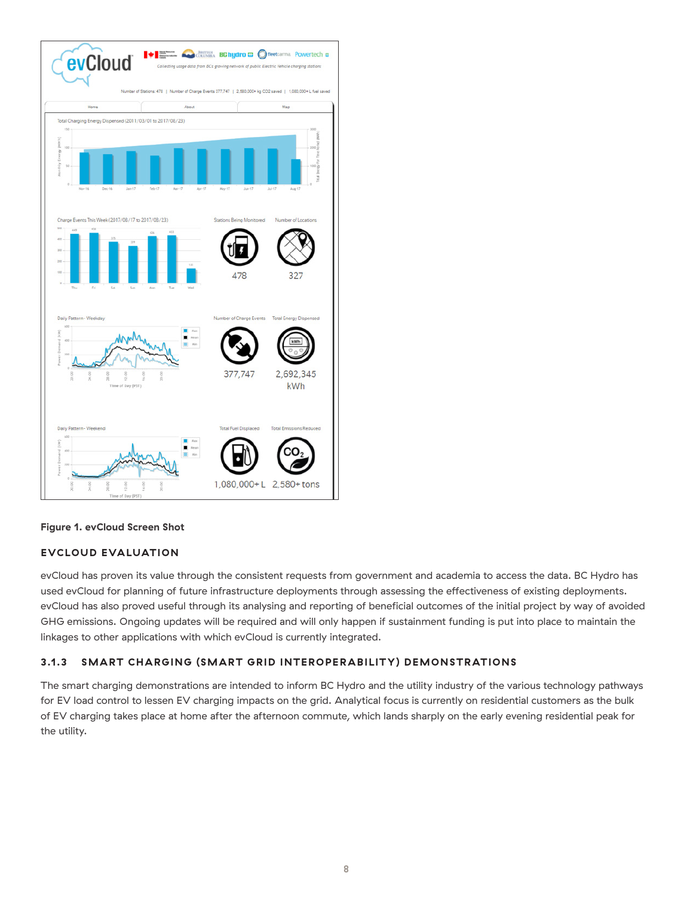**Figure 1. evCloud Screen Shot**

## EVCLOUD EVALUATION

evCloud has proven its value through the consistent requests from government and academia to access the data. BC Hydro has used evCloud for planning of future infrastructure deployments through assessing the effectiveness of existing deployments. evCloud has also proved useful through its analysing and reporting of beneficial outcomes of the initial project by way of avoided GHG emissions. Ongoing updates will be required and will only happen if sustainment funding is put into place to maintain the linkages to other applications with which evCloud is currently integrated.

### 3.1.3 SMART CHARGING (SMART GRID INTEROPERABILITY) DEMONSTRATIONS

The smart charging demonstrations are intended to inform BC Hydro and the utility industry of the various technology pathways for EV load control to lessen EV charging impacts on the grid. Analytical focus is currently on residential customers as the bulk of EV charging takes place at home after the afternoon commute, which lands sharply on the early evening residential peak for the utility.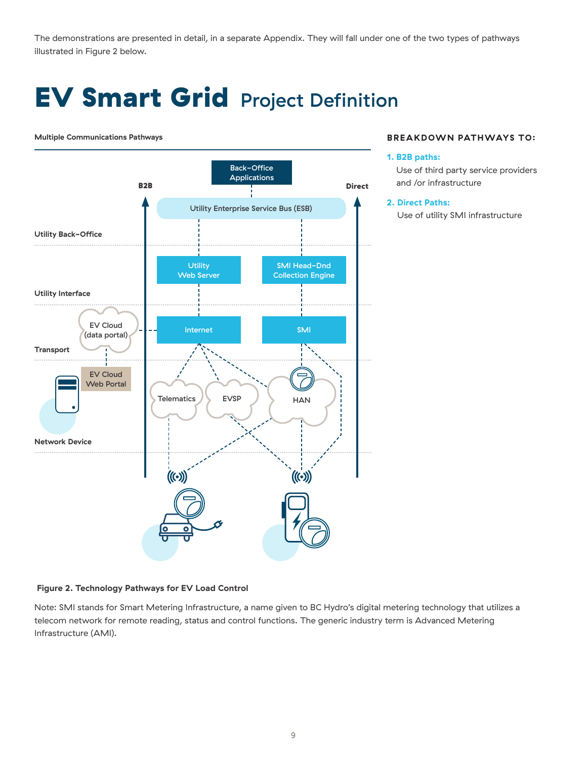The demonstrations are presented in detail, in a separate Appendix. They will fall under one of the two types of pathways illustrated in Figure 2 below.

# EV Smart Grid Project Definition

**Multiple Communications Pathways**

Back-Office Applications

B2B

Direct

Utility Enterprise Service Bus (ESB)

Utility Back-Office

Utility Web Server

SMI Head-Dnd Collection Engine

Utility Interface

EV Cloud (data portal)

Internet

SMI

Transport

EV Cloud Web Portal

Telematics

EVSP

HAN

Network Device

**BREAKDOWN PATHWAYS TO:**

1. **B2B paths:**
   Use of third party service providers and /or infrastructure
2. **Direct Paths:**
   Use of utility SMI infrastructure

**Figure 2. Technology Pathways for EV Load Control**

Note: SMI stands for Smart Metering Infrastructure, a name given to BC Hydro's digital metering technology that utilizes a telecom network for remote reading, status and control functions. The generic industry term is Advanced Metering Infrastructure (AMI).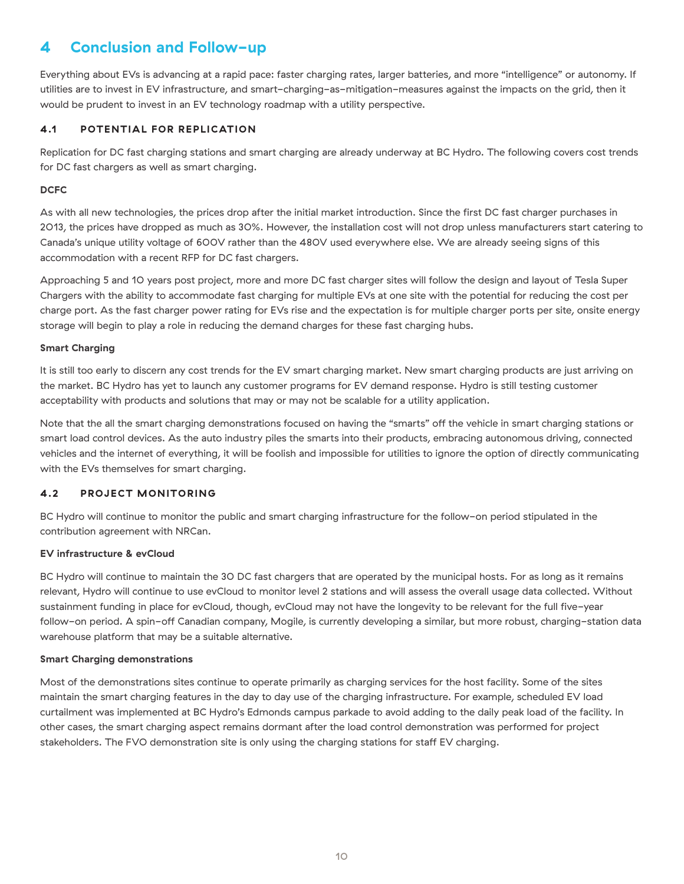# 4 Conclusion and Follow-up

Everything about EVs is advancing at a rapid pace: faster charging rates, larger batteries, and more "intelligence" or autonomy. If utilities are to invest in EV infrastructure, and smart-charging-as-mitigation-measures against the impacts on the grid, then it would be prudent to invest in an EV technology roadmap with a utility perspective.

## 4.1 POTENTIAL FOR REPLICATION

Replication for DC fast charging stations and smart charging are already underway at BC Hydro. The following covers cost trends for DC fast chargers as well as smart charging.

**DCFC**

As with all new technologies, the prices drop after the initial market introduction. Since the first DC fast charger purchases in 2013, the prices have dropped as much as 30%. However, the installation cost will not drop unless manufacturers start catering to Canada's unique utility voltage of 600V rather than the 480V used everywhere else. We are already seeing signs of this accommodation with a recent RFP for DC fast chargers.

Approaching 5 and 10 years post project, more and more DC fast charger sites will follow the design and layout of Tesla Super Chargers with the ability to accommodate fast charging for multiple EVs at one site with the potential for reducing the cost per charge port. As the fast charger power rating for EVs rise and the expectation is for multiple charger ports per site, onsite energy storage will begin to play a role in reducing the demand charges for these fast charging hubs.

**Smart Charging**

It is still too early to discern any cost trends for the EV smart charging market. New smart charging products are just arriving on the market. BC Hydro has yet to launch any customer programs for EV demand response. Hydro is still testing customer acceptability with products and solutions that may or may not be scalable for a utility application.

Note that the all the smart charging demonstrations focused on having the "smarts" off the vehicle in smart charging stations or smart load control devices. As the auto industry piles the smarts into their products, embracing autonomous driving, connected vehicles and the internet of everything, it will be foolish and impossible for utilities to ignore the option of directly communicating with the EVs themselves for smart charging.

## 4.2 PROJECT MONITORING

BC Hydro will continue to monitor the public and smart charging infrastructure for the follow-on period stipulated in the contribution agreement with NRCan.

**EV infrastructure & evCloud**

BC Hydro will continue to maintain the 30 DC fast chargers that are operated by the municipal hosts. For as long as it remains relevant, Hydro will continue to use evCloud to monitor level 2 stations and will assess the overall usage data collected. Without sustainment funding in place for evCloud, though, evCloud may not have the longevity to be relevant for the full five-year follow-on period. A spin-off Canadian company, Mogile, is currently developing a similar, but more robust, charging-station data warehouse platform that may be a suitable alternative.

**Smart Charging demonstrations**

Most of the demonstrations sites continue to operate primarily as charging services for the host facility. Some of the sites maintain the smart charging features in the day to day use of the charging infrastructure. For example, scheduled EV load curtailment was implemented at BC Hydro's Edmonds campus parkade to avoid adding to the daily peak load of the facility. In other cases, the smart charging aspect remains dormant after the load control demonstration was performed for project stakeholders. The FVO demonstration site is only using the charging stations for staff EV charging.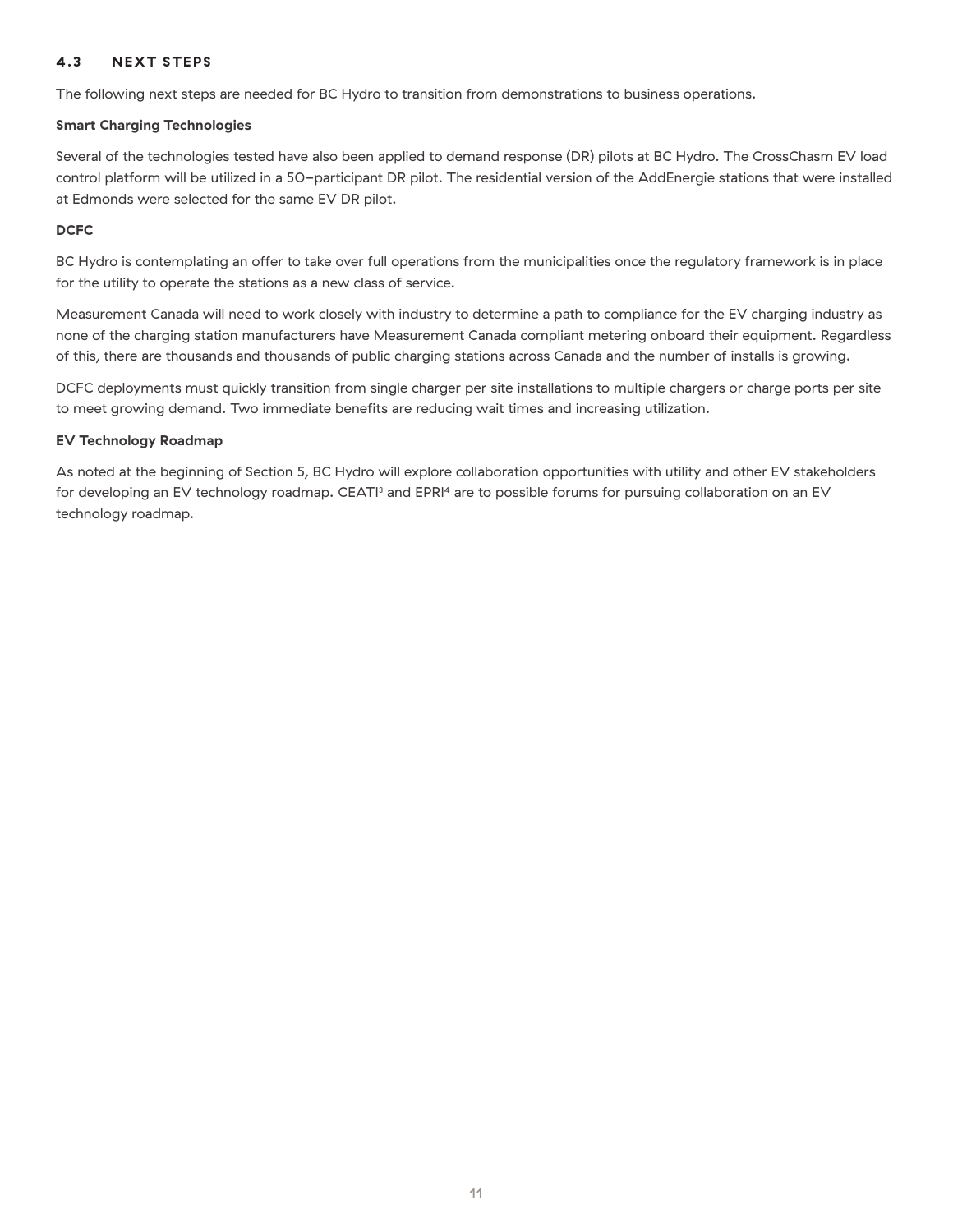### 4.3 NEXT STEPS

The following next steps are needed for BC Hydro to transition from demonstrations to business operations.

**Smart Charging Technologies**

Several of the technologies tested have also been applied to demand response (DR) pilots at BC Hydro. The CrossChasm EV load control platform will be utilized in a 50–participant DR pilot. The residential version of the AddEnergie stations that were installed at Edmonds were selected for the same EV DR pilot.

**DCFC**

BC Hydro is contemplating an offer to take over full operations from the municipalities once the regulatory framework is in place for the utility to operate the stations as a new class of service.

Measurement Canada will need to work closely with industry to determine a path to compliance for the EV charging industry as none of the charging station manufacturers have Measurement Canada compliant metering onboard their equipment. Regardless of this, there are thousands and thousands of public charging stations across Canada and the number of installs is growing.

DCFC deployments must quickly transition from single charger per site installations to multiple chargers or charge ports per site to meet growing demand. Two immediate benefits are reducing wait times and increasing utilization.

**EV Technology Roadmap**

As noted at the beginning of Section 5, BC Hydro will explore collaboration opportunities with utility and other EV stakeholders for developing an EV technology roadmap. CEATI[3] and EPRI[4] are to possible forums for pursuing collaboration on an EV technology roadmap.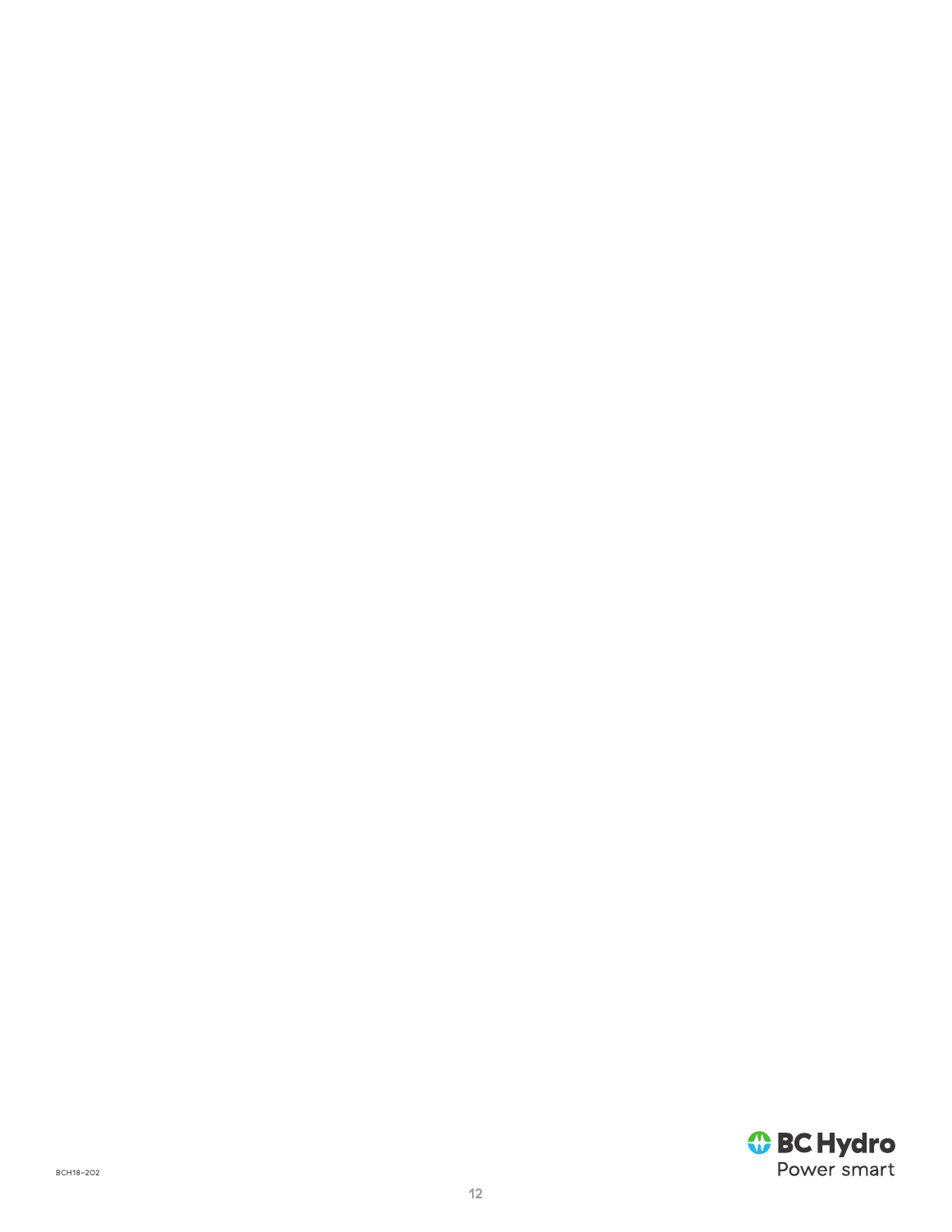BCH18-202

BC Hydro

Power smart